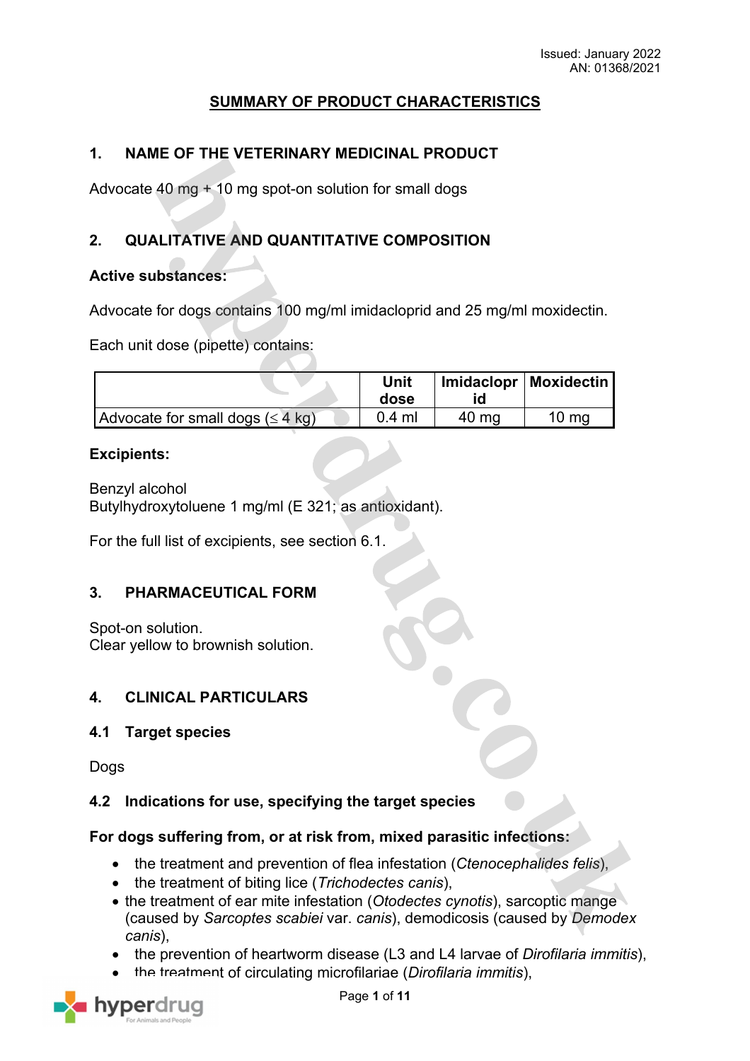Issued: January 2022
AN: 01368/2021

# SUMMARY OF PRODUCT CHARACTERISTICS

## 1. NAME OF THE VETERINARY MEDICINAL PRODUCT

Advocate 40 mg + 10 mg spot-on solution for small dogs

## 2. QUALITATIVE AND QUANTITATIVE COMPOSITION

**Active substances:**

Advocate for dogs contains 100 mg/ml imidacloprid and 25 mg/ml moxidectin.

Each unit dose (pipette) contains:

| | Unit dose | Imidacloprid | Moxidectin |
|---|---|---|---|
| Advocate for small dogs (≤ 4 kg) | 0.4 ml | 40 mg | 10 mg |

**Excipients:**

Benzyl alcohol
Butylhydroxytoluene 1 mg/ml (E 321; as antioxidant).

For the full list of excipients, see section 6.1.

## 3. PHARMACEUTICAL FORM

Spot-on solution.
Clear yellow to brownish solution.

## 4. CLINICAL PARTICULARS

### 4.1 Target species

Dogs

### 4.2 Indications for use, specifying the target species

**For dogs suffering from, or at risk from, mixed parasitic infections:**

- the treatment and prevention of flea infestation (*Ctenocephalides felis*),
- the treatment of biting lice (*Trichodectes canis*),
- the treatment of ear mite infestation (*Otodectes cynotis*), sarcoptic mange (caused by *Sarcoptes scabiei* var. *canis*), demodicosis (caused by *Demodex canis*),
- the prevention of heartworm disease (L3 and L4 larvae of *Dirofilaria immitis*),
- the treatment of circulating microfilariae (*Dirofilaria immitis*),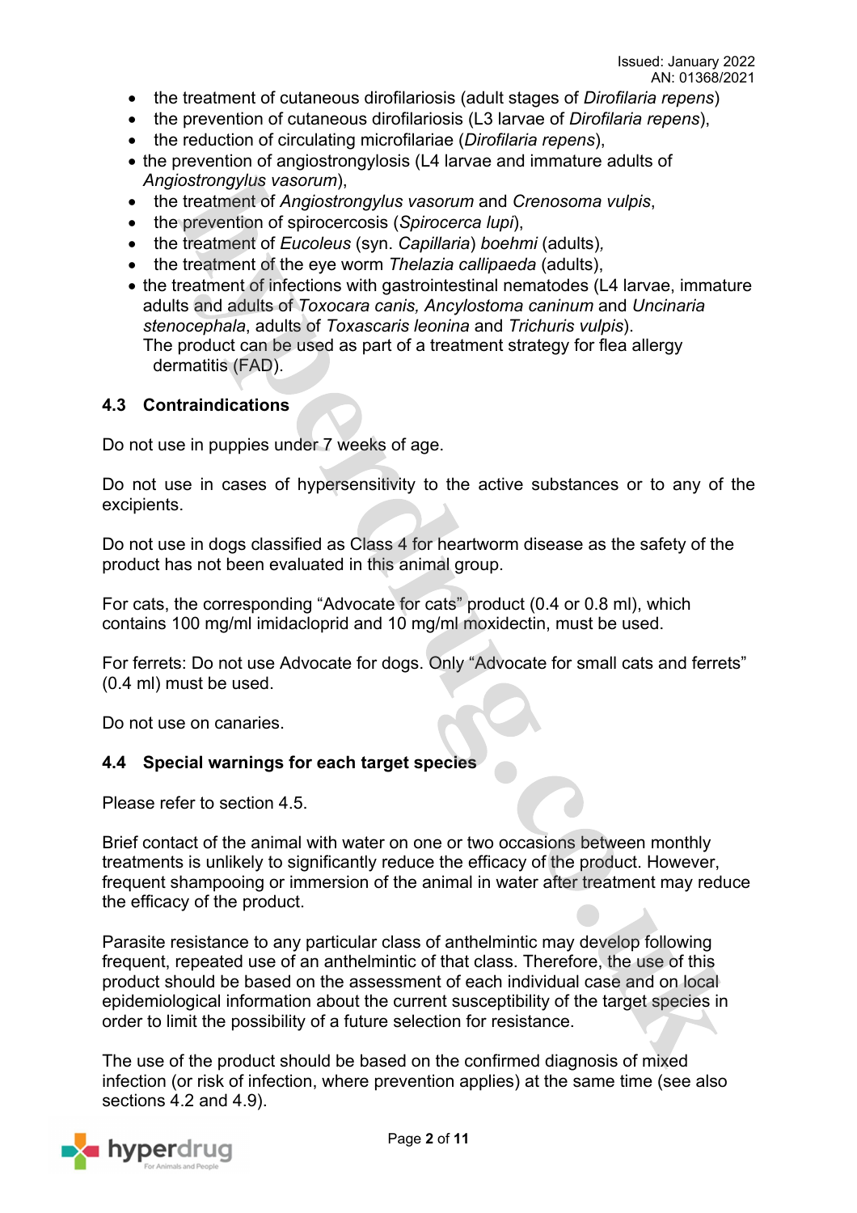- the treatment of cutaneous dirofilariosis (adult stages of *Dirofilaria repens*)
- the prevention of cutaneous dirofilariosis (L3 larvae of *Dirofilaria repens*),
- the reduction of circulating microfilariae (*Dirofilaria repens*),
- the prevention of angiostrongylosis (L4 larvae and immature adults of *Angiostrongylus vasorum*),
- the treatment of *Angiostrongylus vasorum* and *Crenosoma vulpis*,
- the prevention of spirocercosis (*Spirocerca lupi*),
- the treatment of *Eucoleus* (syn. *Capillaria*) *boehmi* (adults),
- the treatment of the eye worm *Thelazia callipaeda* (adults),
- the treatment of infections with gastrointestinal nematodes (L4 larvae, immature adults and adults of *Toxocara canis, Ancylostoma caninum* and *Uncinaria stenocephala*, adults of *Toxascaris leonina* and *Trichuris vulpis*).

  The product can be used as part of a treatment strategy for flea allergy dermatitis (FAD).

### 4.3 Contraindications

Do not use in puppies under 7 weeks of age.

Do not use in cases of hypersensitivity to the active substances or to any of the excipients.

Do not use in dogs classified as Class 4 for heartworm disease as the safety of the product has not been evaluated in this animal group.

For cats, the corresponding “Advocate for cats” product (0.4 or 0.8 ml), which contains 100 mg/ml imidacloprid and 10 mg/ml moxidectin, must be used.

For ferrets: Do not use Advocate for dogs. Only “Advocate for small cats and ferrets” (0.4 ml) must be used.

Do not use on canaries.

### 4.4 Special warnings for each target species

Please refer to section 4.5.

Brief contact of the animal with water on one or two occasions between monthly treatments is unlikely to significantly reduce the efficacy of the product. However, frequent shampooing or immersion of the animal in water after treatment may reduce the efficacy of the product.

Parasite resistance to any particular class of anthelmintic may develop following frequent, repeated use of an anthelmintic of that class. Therefore, the use of this product should be based on the assessment of each individual case and on local epidemiological information about the current susceptibility of the target species in order to limit the possibility of a future selection for resistance.

The use of the product should be based on the confirmed diagnosis of mixed infection (or risk of infection, where prevention applies) at the same time (see also sections 4.2 and 4.9).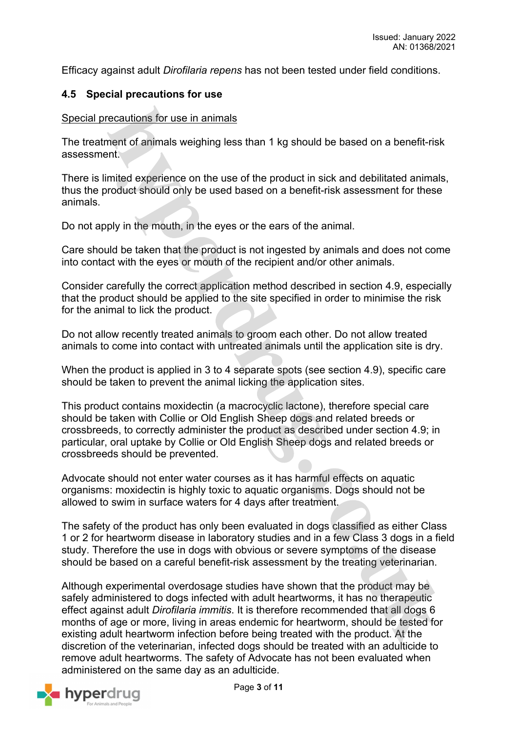Efficacy against adult *Dirofilaria repens* has not been tested under field conditions.

### 4.5 Special precautions for use

Special precautions for use in animals

The treatment of animals weighing less than 1 kg should be based on a benefit-risk assessment.

There is limited experience on the use of the product in sick and debilitated animals, thus the product should only be used based on a benefit-risk assessment for these animals.

Do not apply in the mouth, in the eyes or the ears of the animal.

Care should be taken that the product is not ingested by animals and does not come into contact with the eyes or mouth of the recipient and/or other animals.

Consider carefully the correct application method described in section 4.9, especially that the product should be applied to the site specified in order to minimise the risk for the animal to lick the product.

Do not allow recently treated animals to groom each other. Do not allow treated animals to come into contact with untreated animals until the application site is dry.

When the product is applied in 3 to 4 separate spots (see section 4.9), specific care should be taken to prevent the animal licking the application sites.

This product contains moxidectin (a macrocyclic lactone), therefore special care should be taken with Collie or Old English Sheep dogs and related breeds or crossbreeds, to correctly administer the product as described under section 4.9; in particular, oral uptake by Collie or Old English Sheep dogs and related breeds or crossbreeds should be prevented.

Advocate should not enter water courses as it has harmful effects on aquatic organisms: moxidectin is highly toxic to aquatic organisms. Dogs should not be allowed to swim in surface waters for 4 days after treatment.

The safety of the product has only been evaluated in dogs classified as either Class 1 or 2 for heartworm disease in laboratory studies and in a few Class 3 dogs in a field study. Therefore the use in dogs with obvious or severe symptoms of the disease should be based on a careful benefit-risk assessment by the treating veterinarian.

Although experimental overdosage studies have shown that the product may be safely administered to dogs infected with adult heartworms, it has no therapeutic effect against adult *Dirofilaria immitis*. It is therefore recommended that all dogs 6 months of age or more, living in areas endemic for heartworm, should be tested for existing adult heartworm infection before being treated with the product. At the discretion of the veterinarian, infected dogs should be treated with an adulticide to remove adult heartworms. The safety of Advocate has not been evaluated when administered on the same day as an adulticide.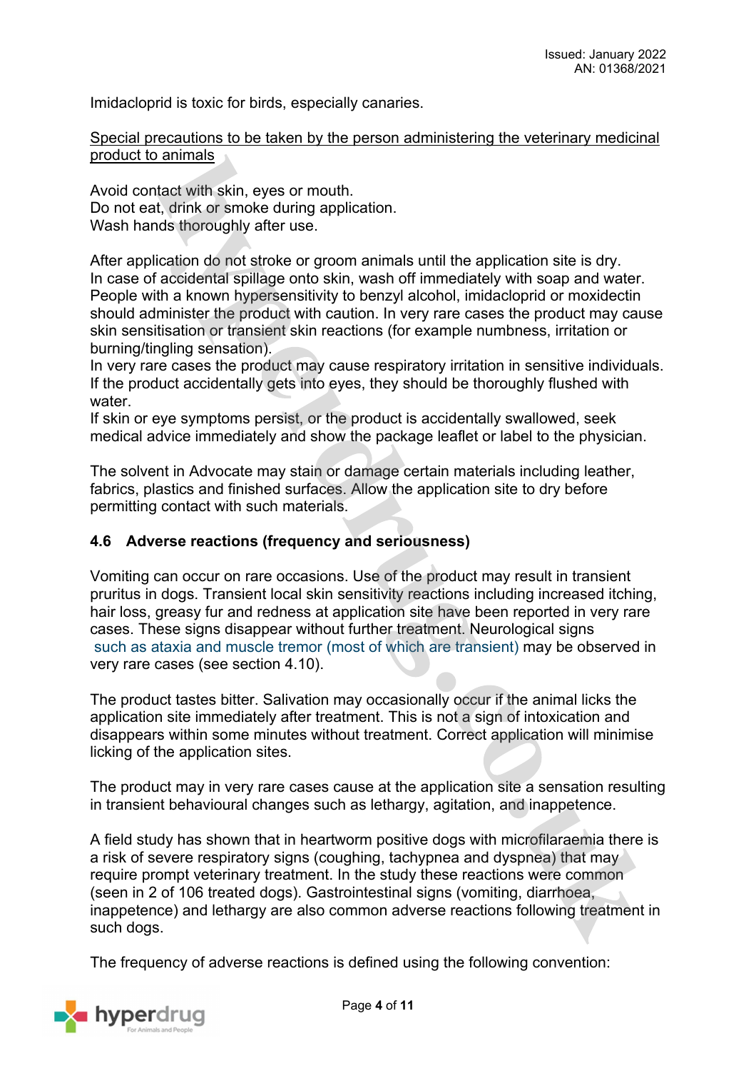Imidacloprid is toxic for birds, especially canaries.

Special precautions to be taken by the person administering the veterinary medicinal product to animals

Avoid contact with skin, eyes or mouth.
Do not eat, drink or smoke during application.
Wash hands thoroughly after use.

After application do not stroke or groom animals until the application site is dry.
In case of accidental spillage onto skin, wash off immediately with soap and water.
People with a known hypersensitivity to benzyl alcohol, imidacloprid or moxidectin should administer the product with caution. In very rare cases the product may cause skin sensitisation or transient skin reactions (for example numbness, irritation or burning/tingling sensation).
In very rare cases the product may cause respiratory irritation in sensitive individuals.
If the product accidentally gets into eyes, they should be thoroughly flushed with water.
If skin or eye symptoms persist, or the product is accidentally swallowed, seek medical advice immediately and show the package leaflet or label to the physician.

The solvent in Advocate may stain or damage certain materials including leather, fabrics, plastics and finished surfaces. Allow the application site to dry before permitting contact with such materials.

### 4.6 Adverse reactions (frequency and seriousness)

Vomiting can occur on rare occasions. Use of the product may result in transient pruritus in dogs. Transient local skin sensitivity reactions including increased itching, hair loss, greasy fur and redness at application site have been reported in very rare cases. These signs disappear without further treatment. Neurological signs such as ataxia and muscle tremor (most of which are transient) may be observed in very rare cases (see section 4.10).

The product tastes bitter. Salivation may occasionally occur if the animal licks the application site immediately after treatment. This is not a sign of intoxication and disappears within some minutes without treatment. Correct application will minimise licking of the application sites.

The product may in very rare cases cause at the application site a sensation resulting in transient behavioural changes such as lethargy, agitation, and inappetence.

A field study has shown that in heartworm positive dogs with microfilaraemia there is a risk of severe respiratory signs (coughing, tachypnea and dyspnea) that may require prompt veterinary treatment. In the study these reactions were common (seen in 2 of 106 treated dogs). Gastrointestinal signs (vomiting, diarrhoea, inappetence) and lethargy are also common adverse reactions following treatment in such dogs.

The frequency of adverse reactions is defined using the following convention: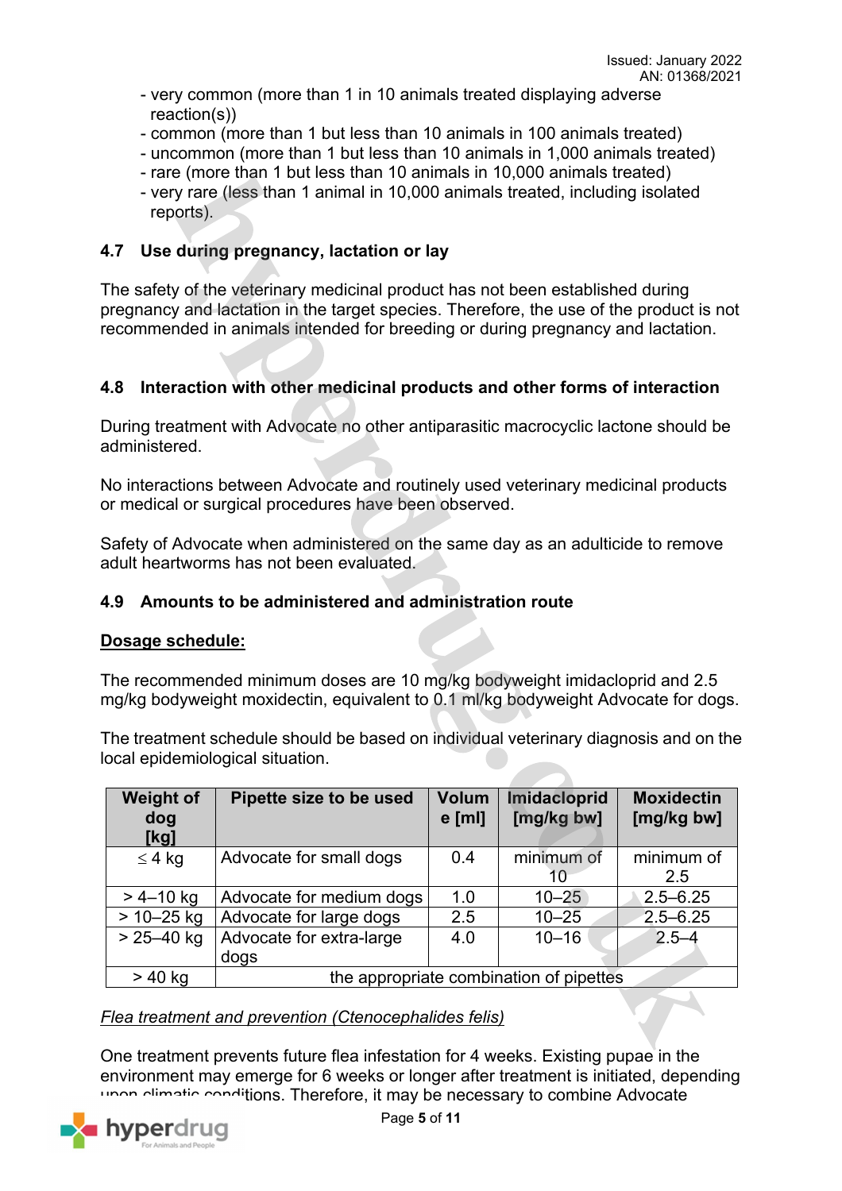- very common (more than 1 in 10 animals treated displaying adverse reaction(s))
- common (more than 1 but less than 10 animals in 100 animals treated)
- uncommon (more than 1 but less than 10 animals in 1,000 animals treated)
- rare (more than 1 but less than 10 animals in 10,000 animals treated)
- very rare (less than 1 animal in 10,000 animals treated, including isolated reports).

### 4.7 Use during pregnancy, lactation or lay

The safety of the veterinary medicinal product has not been established during pregnancy and lactation in the target species. Therefore, the use of the product is not recommended in animals intended for breeding or during pregnancy and lactation.

### 4.8 Interaction with other medicinal products and other forms of interaction

During treatment with Advocate no other antiparasitic macrocyclic lactone should be administered.

No interactions between Advocate and routinely used veterinary medicinal products or medical or surgical procedures have been observed.

Safety of Advocate when administered on the same day as an adulticide to remove adult heartworms has not been evaluated.

### 4.9 Amounts to be administered and administration route

**Dosage schedule:**

The recommended minimum doses are 10 mg/kg bodyweight imidacloprid and 2.5 mg/kg bodyweight moxidectin, equivalent to 0.1 ml/kg bodyweight Advocate for dogs.

The treatment schedule should be based on individual veterinary diagnosis and on the local epidemiological situation.

| Weight of dog [kg] | Pipette size to be used | Volume [ml] | Imidacloprid [mg/kg bw] | Moxidectin [mg/kg bw] |
|---|---|---|---|---|
| ≤ 4 kg | Advocate for small dogs | 0.4 | minimum of 10 | minimum of 2.5 |
| > 4–10 kg | Advocate for medium dogs | 1.0 | 10–25 | 2.5–6.25 |
| > 10–25 kg | Advocate for large dogs | 2.5 | 10–25 | 2.5–6.25 |
| > 25–40 kg | Advocate for extra-large dogs | 4.0 | 10–16 | 2.5–4 |
| > 40 kg | the appropriate combination of pipettes | | | |

*Flea treatment and prevention (Ctenocephalides felis)*

One treatment prevents future flea infestation for 4 weeks. Existing pupae in the environment may emerge for 6 weeks or longer after treatment is initiated, depending upon climatic conditions. Therefore, it may be necessary to combine Advocate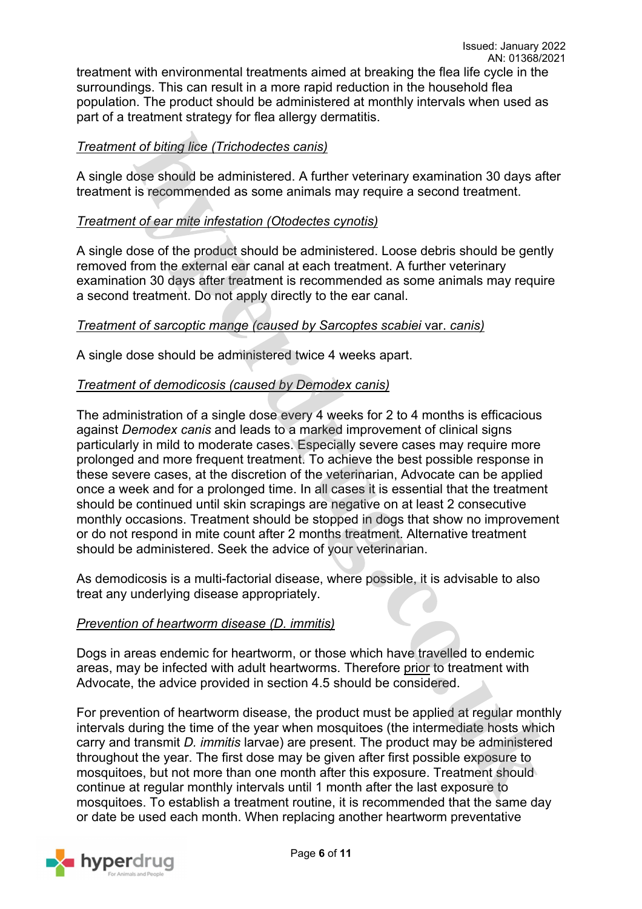treatment with environmental treatments aimed at breaking the flea life cycle in the surroundings. This can result in a more rapid reduction in the household flea population. The product should be administered at monthly intervals when used as part of a treatment strategy for flea allergy dermatitis.

*Treatment of biting lice (Trichodectes canis)*

A single dose should be administered. A further veterinary examination 30 days after treatment is recommended as some animals may require a second treatment.

*Treatment of ear mite infestation (Otodectes cynotis)*

A single dose of the product should be administered. Loose debris should be gently removed from the external ear canal at each treatment. A further veterinary examination 30 days after treatment is recommended as some animals may require a second treatment. Do not apply directly to the ear canal.

*Treatment of sarcoptic mange (caused by Sarcoptes scabiei var. canis)*

A single dose should be administered twice 4 weeks apart.

*Treatment of demodicosis (caused by Demodex canis)*

The administration of a single dose every 4 weeks for 2 to 4 months is efficacious against *Demodex canis* and leads to a marked improvement of clinical signs particularly in mild to moderate cases. Especially severe cases may require more prolonged and more frequent treatment. To achieve the best possible response in these severe cases, at the discretion of the veterinarian, Advocate can be applied once a week and for a prolonged time. In all cases it is essential that the treatment should be continued until skin scrapings are negative on at least 2 consecutive monthly occasions. Treatment should be stopped in dogs that show no improvement or do not respond in mite count after 2 months treatment. Alternative treatment should be administered. Seek the advice of your veterinarian.

As demodicosis is a multi-factorial disease, where possible, it is advisable to also treat any underlying disease appropriately.

*Prevention of heartworm disease (D. immitis)*

Dogs in areas endemic for heartworm, or those which have travelled to endemic areas, may be infected with adult heartworms. Therefore prior to treatment with Advocate, the advice provided in section 4.5 should be considered.

For prevention of heartworm disease, the product must be applied at regular monthly intervals during the time of the year when mosquitoes (the intermediate hosts which carry and transmit *D. immitis* larvae) are present. The product may be administered throughout the year. The first dose may be given after first possible exposure to mosquitoes, but not more than one month after this exposure. Treatment should continue at regular monthly intervals until 1 month after the last exposure to mosquitoes. To establish a treatment routine, it is recommended that the same day or date be used each month. When replacing another heartworm preventative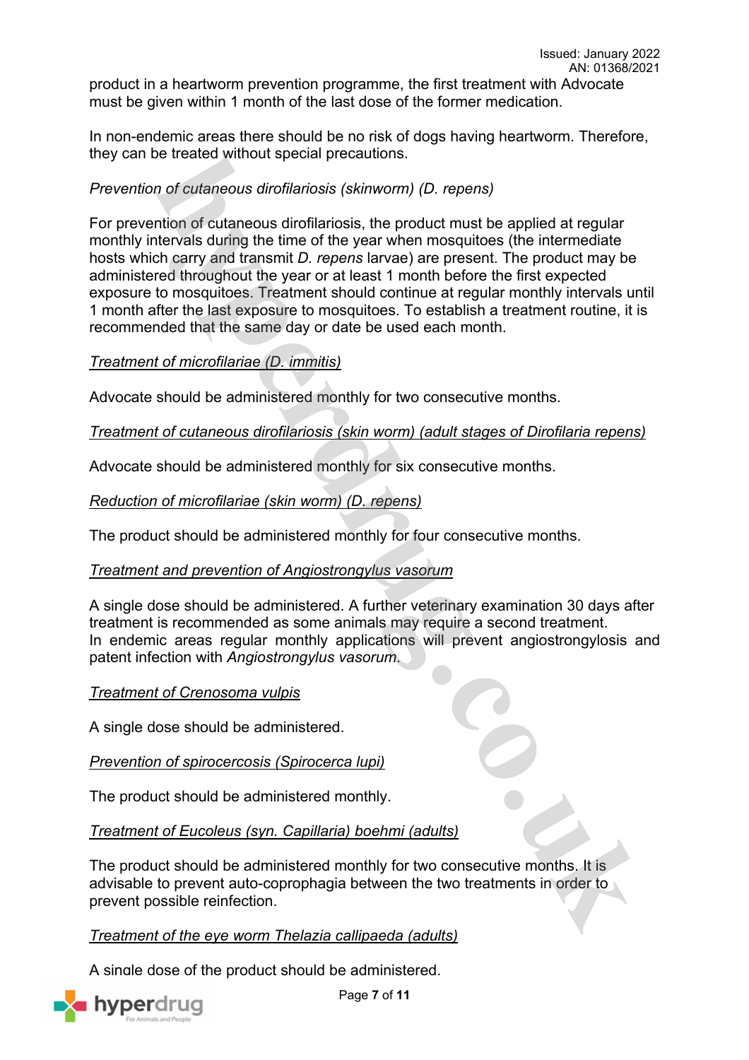product in a heartworm prevention programme, the first treatment with Advocate must be given within 1 month of the last dose of the former medication.

In non-endemic areas there should be no risk of dogs having heartworm. Therefore, they can be treated without special precautions.

*Prevention of cutaneous dirofilariosis (skinworm) (D. repens)*

For prevention of cutaneous dirofilariosis, the product must be applied at regular monthly intervals during the time of the year when mosquitoes (the intermediate hosts which carry and transmit *D. repens* larvae) are present. The product may be administered throughout the year or at least 1 month before the first expected exposure to mosquitoes. Treatment should continue at regular monthly intervals until 1 month after the last exposure to mosquitoes. To establish a treatment routine, it is recommended that the same day or date be used each month.

*Treatment of microfilariae (D. immitis)*

Advocate should be administered monthly for two consecutive months.

*Treatment of cutaneous dirofilariosis (skin worm) (adult stages of Dirofilaria repens)*

Advocate should be administered monthly for six consecutive months.

*Reduction of microfilariae (skin worm) (D. repens)*

The product should be administered monthly for four consecutive months.

*Treatment and prevention of Angiostrongylus vasorum*

A single dose should be administered. A further veterinary examination 30 days after treatment is recommended as some animals may require a second treatment.
In endemic areas regular monthly applications will prevent angiostrongylosis and patent infection with *Angiostrongylus vasorum*.

*Treatment of Crenosoma vulpis*

A single dose should be administered.

*Prevention of spirocercosis (Spirocerca lupi)*

The product should be administered monthly.

*Treatment of Eucoleus (syn. Capillaria) boehmi (adults)*

The product should be administered monthly for two consecutive months. It is advisable to prevent auto-coprophagia between the two treatments in order to prevent possible reinfection.

*Treatment of the eye worm Thelazia callipaeda (adults)*

A single dose of the product should be administered.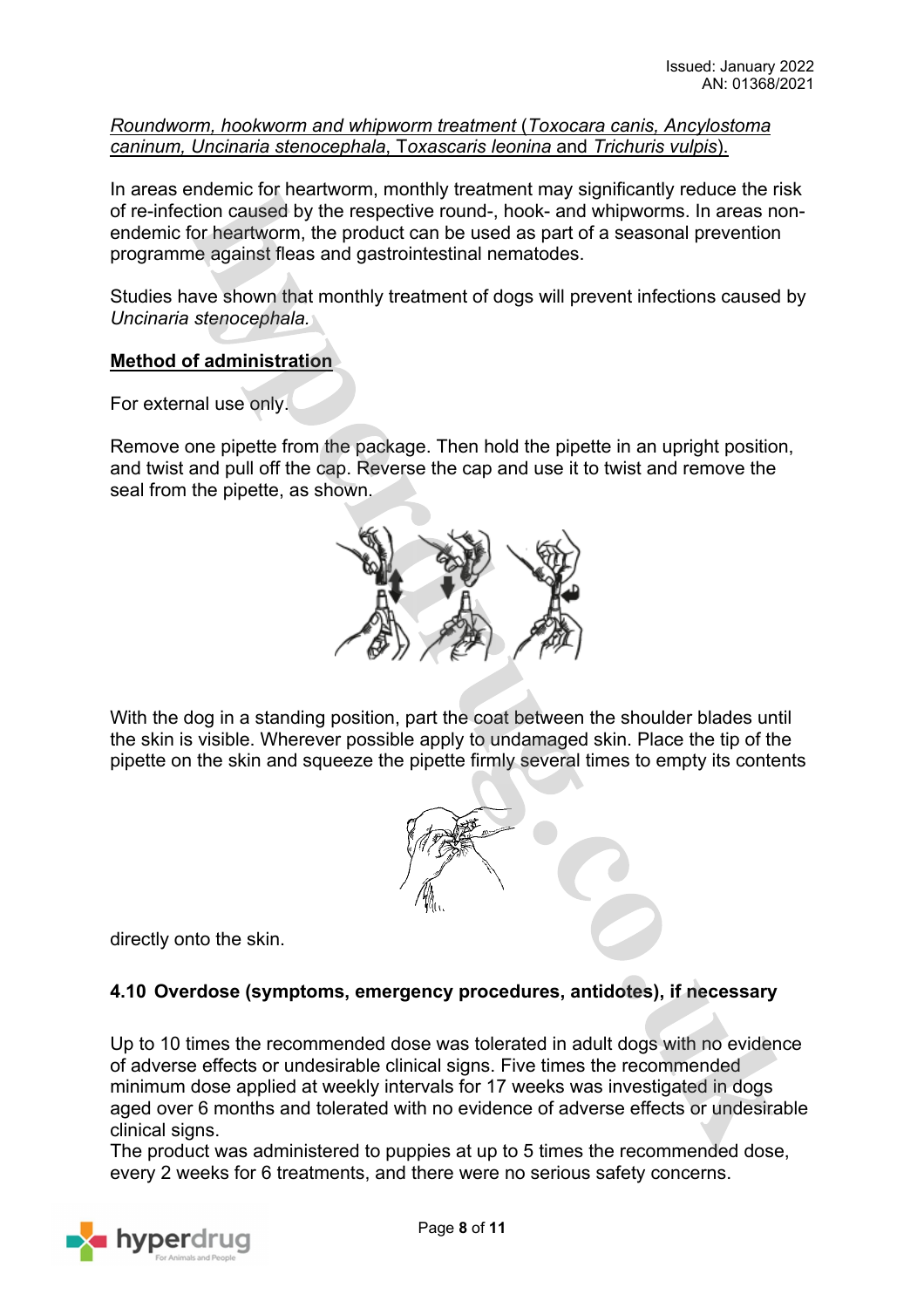*Roundworm, hookworm and whipworm treatment* (*Toxocara canis, Ancylostoma caninum, Uncinaria stenocephala*, *Toxascaris leonina* and *Trichuris vulpis*).

In areas endemic for heartworm, monthly treatment may significantly reduce the risk of re-infection caused by the respective round-, hook- and whipworms. In areas non-endemic for heartworm, the product can be used as part of a seasonal prevention programme against fleas and gastrointestinal nematodes.

Studies have shown that monthly treatment of dogs will prevent infections caused by *Uncinaria stenocephala.*

**Method of administration**

For external use only.

Remove one pipette from the package. Then hold the pipette in an upright position, and twist and pull off the cap. Reverse the cap and use it to twist and remove the seal from the pipette, as shown.

With the dog in a standing position, part the coat between the shoulder blades until the skin is visible. Wherever possible apply to undamaged skin. Place the tip of the pipette on the skin and squeeze the pipette firmly several times to empty its contents directly onto the skin.

### 4.10 Overdose (symptoms, emergency procedures, antidotes), if necessary

Up to 10 times the recommended dose was tolerated in adult dogs with no evidence of adverse effects or undesirable clinical signs. Five times the recommended minimum dose applied at weekly intervals for 17 weeks was investigated in dogs aged over 6 months and tolerated with no evidence of adverse effects or undesirable clinical signs.
The product was administered to puppies at up to 5 times the recommended dose, every 2 weeks for 6 treatments, and there were no serious safety concerns.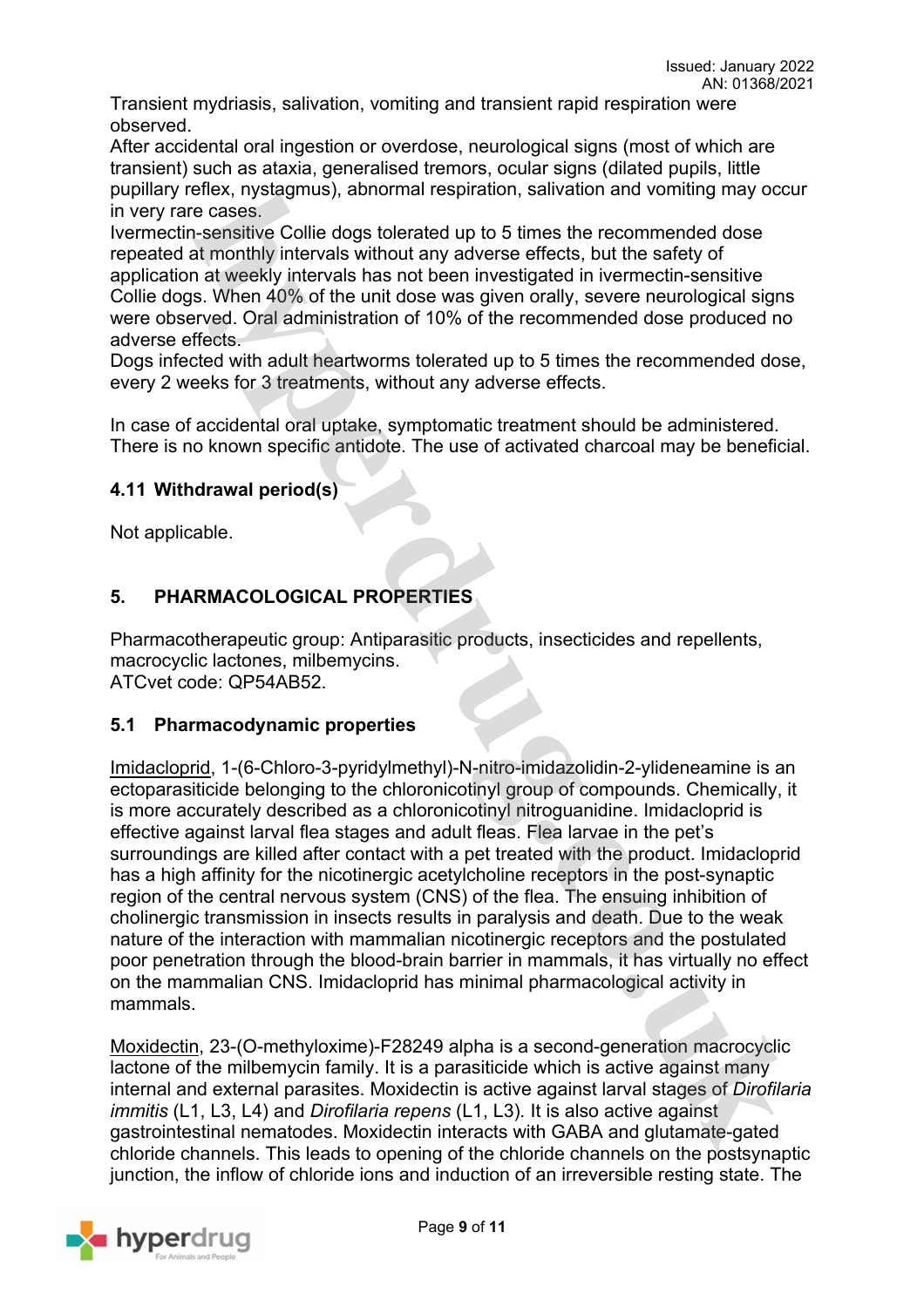Transient mydriasis, salivation, vomiting and transient rapid respiration were observed.
After accidental oral ingestion or overdose, neurological signs (most of which are transient) such as ataxia, generalised tremors, ocular signs (dilated pupils, little pupillary reflex, nystagmus), abnormal respiration, salivation and vomiting may occur in very rare cases.
Ivermectin-sensitive Collie dogs tolerated up to 5 times the recommended dose repeated at monthly intervals without any adverse effects, but the safety of application at weekly intervals has not been investigated in ivermectin-sensitive Collie dogs. When 40% of the unit dose was given orally, severe neurological signs were observed. Oral administration of 10% of the recommended dose produced no adverse effects.
Dogs infected with adult heartworms tolerated up to 5 times the recommended dose, every 2 weeks for 3 treatments, without any adverse effects.

In case of accidental oral uptake, symptomatic treatment should be administered. There is no known specific antidote. The use of activated charcoal may be beneficial.

### 4.11 Withdrawal period(s)

Not applicable.

## 5. PHARMACOLOGICAL PROPERTIES

Pharmacotherapeutic group: Antiparasitic products, insecticides and repellents, macrocyclic lactones, milbemycins.
ATCvet code: QP54AB52.

### 5.1 Pharmacodynamic properties

Imidacloprid, 1-(6-Chloro-3-pyridylmethyl)-N-nitro-imidazolidin-2-ylideneamine is an ectoparasiticide belonging to the chloronicotinyl group of compounds. Chemically, it is more accurately described as a chloronicotinyl nitroguanidine. Imidacloprid is effective against larval flea stages and adult fleas. Flea larvae in the pet's surroundings are killed after contact with a pet treated with the product. Imidacloprid has a high affinity for the nicotinergic acetylcholine receptors in the post-synaptic region of the central nervous system (CNS) of the flea. The ensuing inhibition of cholinergic transmission in insects results in paralysis and death. Due to the weak nature of the interaction with mammalian nicotinergic receptors and the postulated poor penetration through the blood-brain barrier in mammals, it has virtually no effect on the mammalian CNS. Imidacloprid has minimal pharmacological activity in mammals.

Moxidectin, 23-(O-methyloxime)-F28249 alpha is a second-generation macrocyclic lactone of the milbemycin family. It is a parasiticide which is active against many internal and external parasites. Moxidectin is active against larval stages of *Dirofilaria immitis* (L1, L3, L4) and *Dirofilaria repens* (L1, L3). It is also active against gastrointestinal nematodes. Moxidectin interacts with GABA and glutamate-gated chloride channels. This leads to opening of the chloride channels on the postsynaptic junction, the inflow of chloride ions and induction of an irreversible resting state. The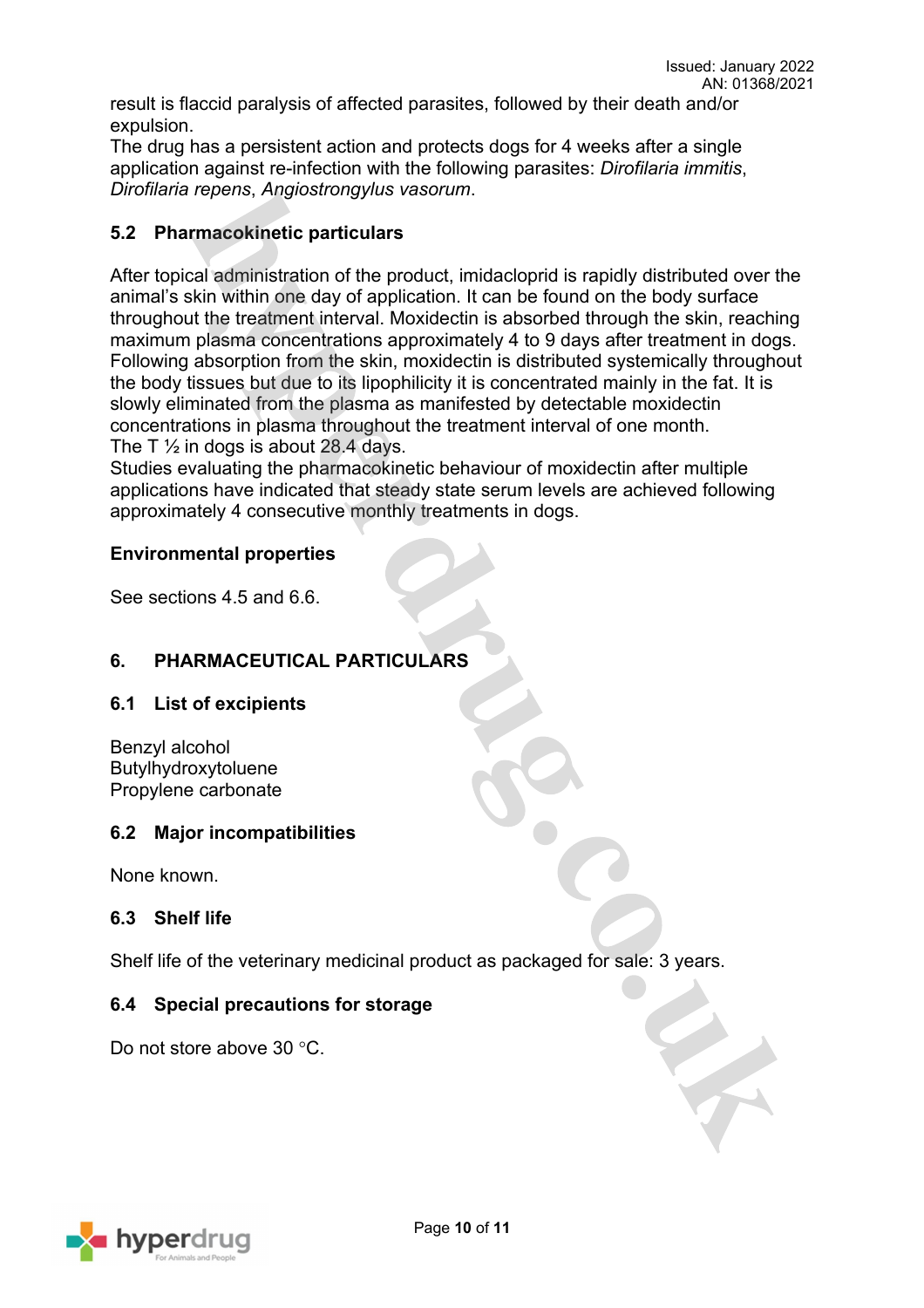result is flaccid paralysis of affected parasites, followed by their death and/or expulsion.
The drug has a persistent action and protects dogs for 4 weeks after a single application against re-infection with the following parasites: *Dirofilaria immitis*, *Dirofilaria repens*, *Angiostrongylus vasorum*.

## 5.2 Pharmacokinetic particulars

After topical administration of the product, imidacloprid is rapidly distributed over the animal's skin within one day of application. It can be found on the body surface throughout the treatment interval. Moxidectin is absorbed through the skin, reaching maximum plasma concentrations approximately 4 to 9 days after treatment in dogs. Following absorption from the skin, moxidectin is distributed systemically throughout the body tissues but due to its lipophilicity it is concentrated mainly in the fat. It is slowly eliminated from the plasma as manifested by detectable moxidectin concentrations in plasma throughout the treatment interval of one month.
The T ½ in dogs is about 28.4 days.
Studies evaluating the pharmacokinetic behaviour of moxidectin after multiple applications have indicated that steady state serum levels are achieved following approximately 4 consecutive monthly treatments in dogs.

**Environmental properties**

See sections 4.5 and 6.6.

# 6. PHARMACEUTICAL PARTICULARS

## 6.1 List of excipients

Benzyl alcohol
Butylhydroxytoluene
Propylene carbonate

## 6.2 Major incompatibilities

None known.

## 6.3 Shelf life

Shelf life of the veterinary medicinal product as packaged for sale: 3 years.

## 6.4 Special precautions for storage

Do not store above 30 °C.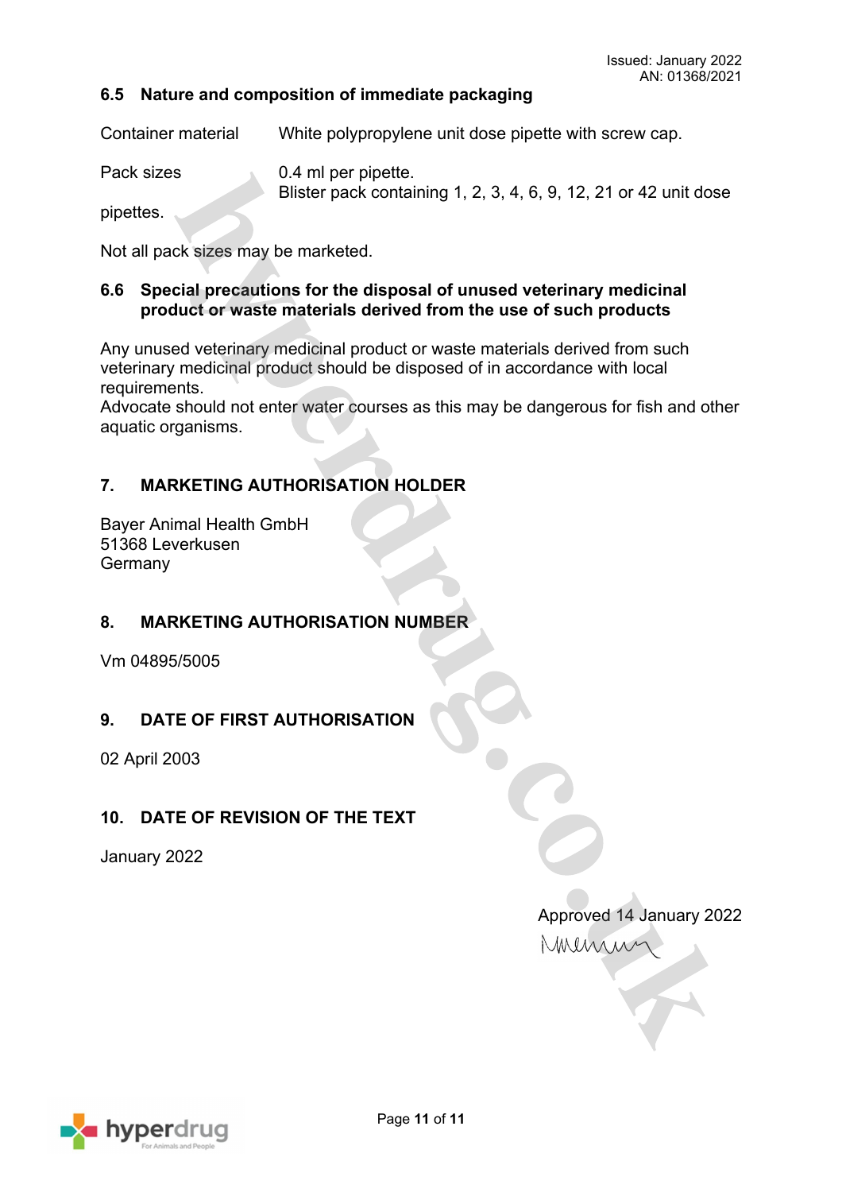Issued: January 2022
AN: 01368/2021

### 6.5 Nature and composition of immediate packaging

Container material White polypropylene unit dose pipette with screw cap.

Pack sizes 0.4 ml per pipette.
Blister pack containing 1, 2, 3, 4, 6, 9, 12, 21 or 42 unit dose pipettes.

Not all pack sizes may be marketed.

### 6.6 Special precautions for the disposal of unused veterinary medicinal product or waste materials derived from the use of such products

Any unused veterinary medicinal product or waste materials derived from such veterinary medicinal product should be disposed of in accordance with local requirements.
Advocate should not enter water courses as this may be dangerous for fish and other aquatic organisms.

## 7. MARKETING AUTHORISATION HOLDER

Bayer Animal Health GmbH
51368 Leverkusen
Germany

## 8. MARKETING AUTHORISATION NUMBER

Vm 04895/5005

## 9. DATE OF FIRST AUTHORISATION

02 April 2003

## 10. DATE OF REVISION OF THE TEXT

January 2022

Approved 14 January 2022